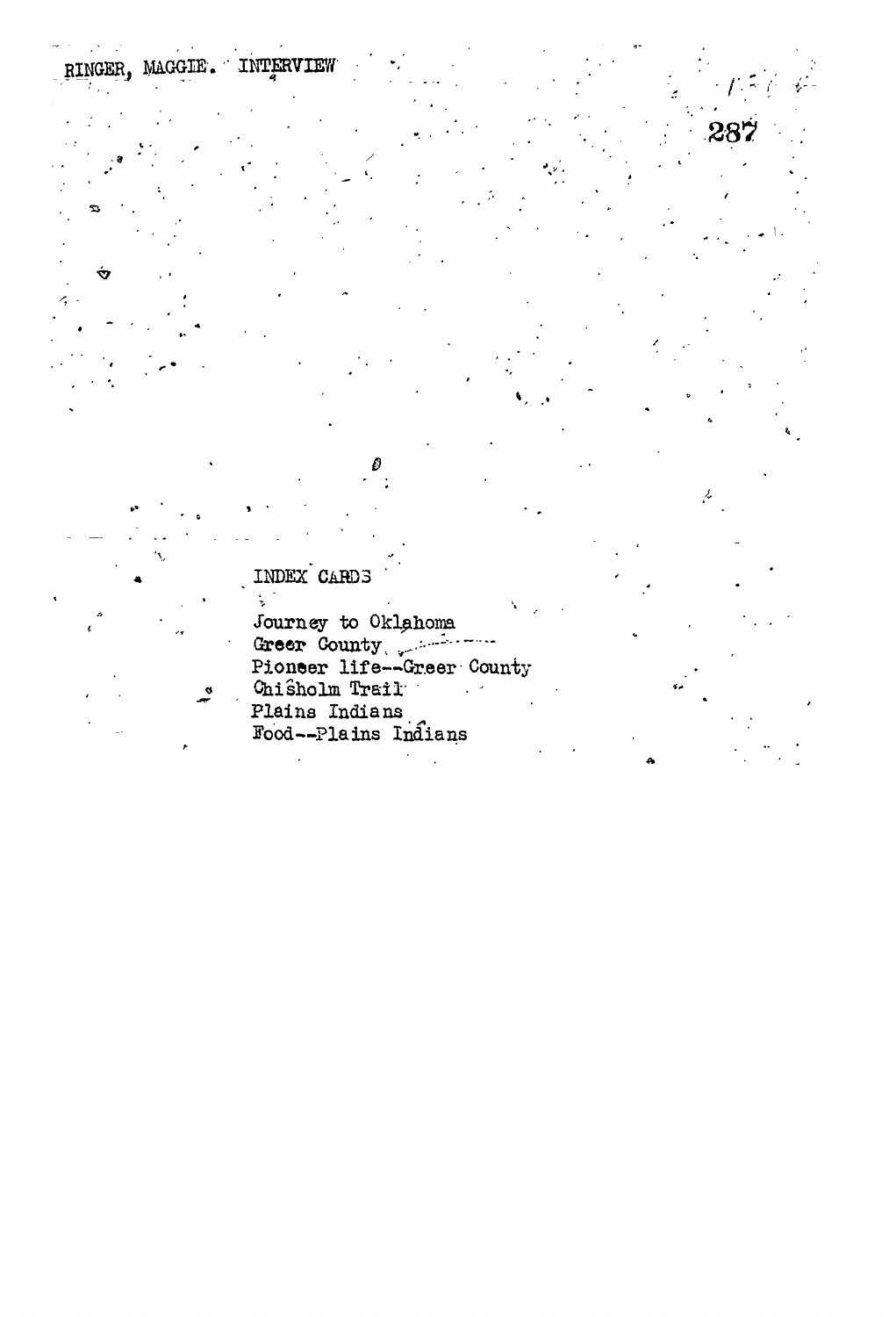RINGER, MAGGIE. INTERVIEW

INDEX CARDS

- Journey to Oklahoma
- Greer County
- Pioneer life--Greer County
- Chisholm Trail
- Plains Indians
- Food--Plains Indians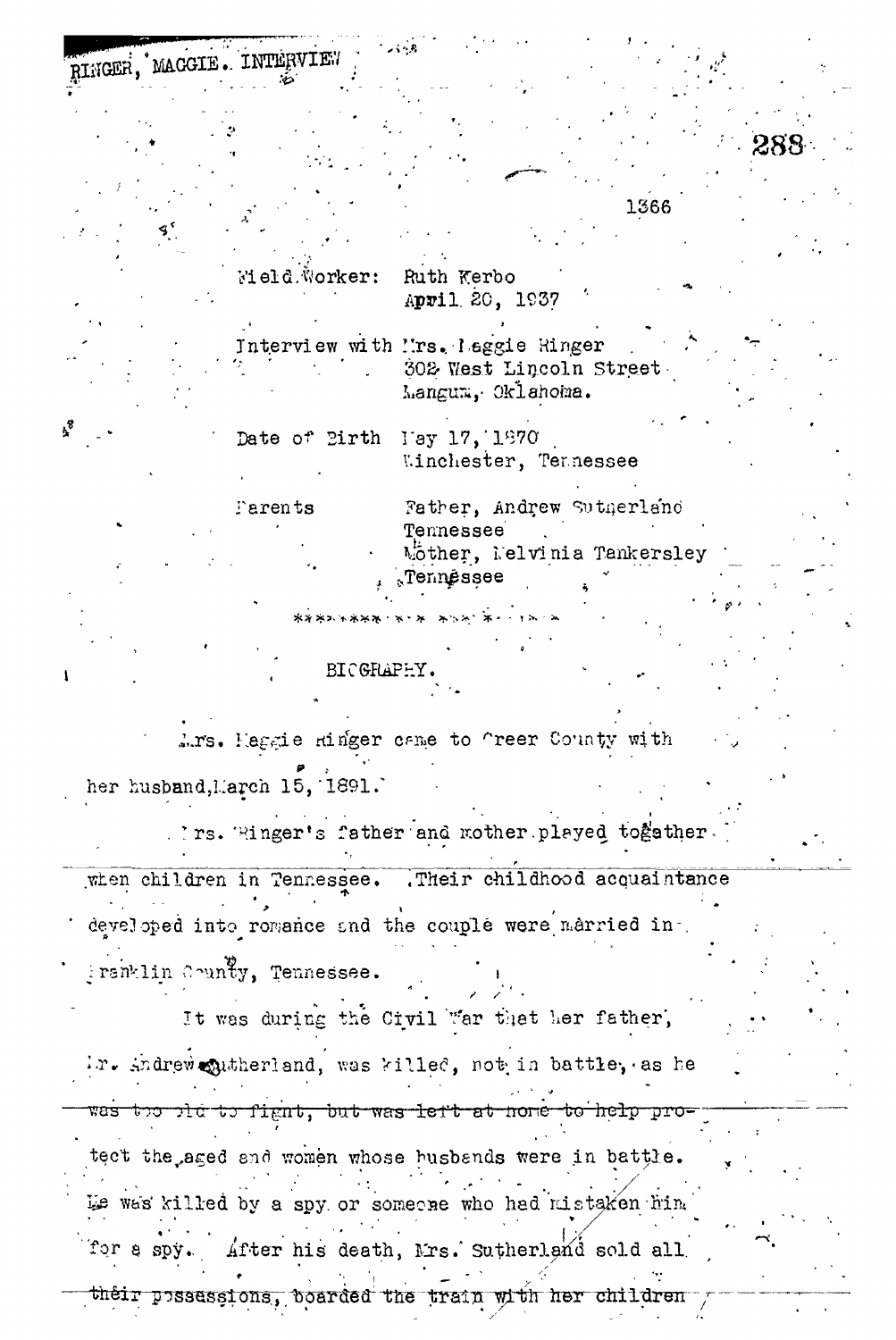RINGER, MAGGIE. INTERVIEW

1366

Field Worker: Ruth Kerbo
April 20, 1937

Interview with Mrs. Maggie Ringer
302 West Lincoln Street
Mangum, Oklahoma.

Date of Birth May 17, 1870
Winchester, Tennessee

Parents Father, Andrew Sutherland
Tennessee
Mother, Melvinia Tankersley
Tennessee

**********************

BIOGRAPHY.

Mrs. Maggie Ringer came to Greer County with her husband, March 15, 1891.

Mrs. Ringer's father and mother played together when children in Tennessee. Their childhood acquaintance developed into romance and the couple were married in Franklin County, Tennessee.

It was during the Civil War that her father, Mr. Andrew Sutherland, was killed, not in battle, as he was too old to fight, but was left at home to help protect the aged and women whose husbands were in battle. He was killed by a spy or someone who had mistaken him for a spy. After his death, Mrs. Sutherland sold all their possessions, boarded the train with her children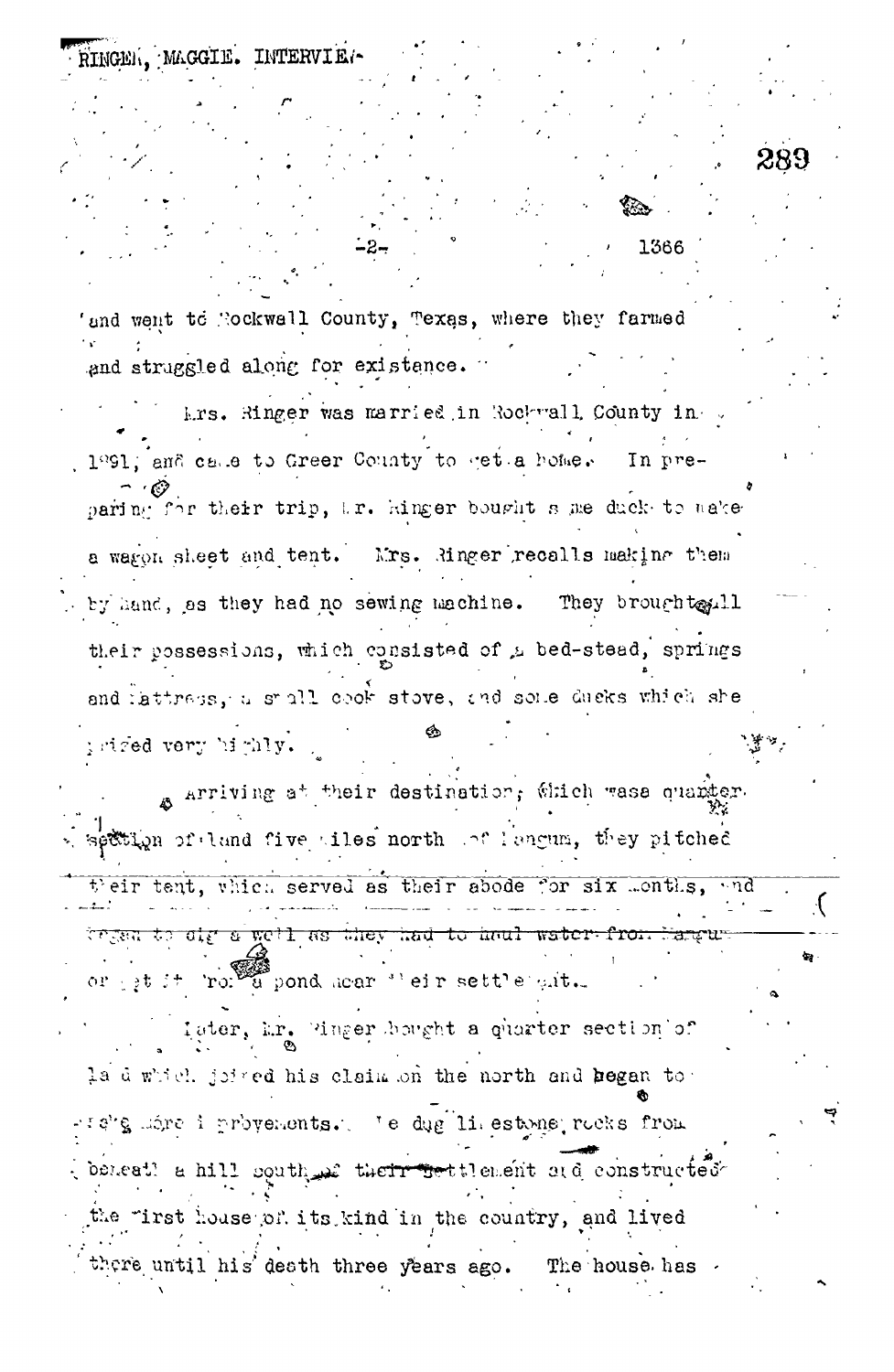and went to Rockwall County, Texas, where they farmed and struggled along for existance.

Mrs. Ringer was married in Rockwall County in 1891, and came to Greer County to get a home. In preparing for their trip, Mr. Ringer bought some duck to make a wagon sheet and tent. Mrs. Ringer recalls making them by hand, as they had no sewing machine. They brought all their possessions, which consisted of a bed-stead, springs and mattress, a small cook stove, and some ducks which she prized very highly.

Arriving at their destination, which was a quarter section of land five miles north of Mangum, they pitched their tent, which served as their abode for six months, and ~~began to dig a well as they had to haul water from Mangum~~ or get it from a pond near their settlement.

Later, Mr. Ringer bought a quarter section of land which joined his claim on the north and began to make more improvements. He dug limestone rocks from beneath a hill south of ~~their settlement~~ and constructed the first house of its kind in the country, and lived there until his death three years ago. The house has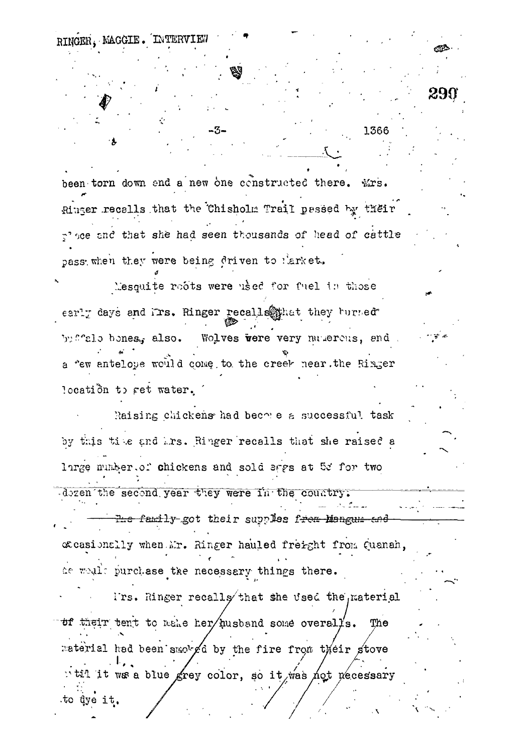been torn down and a new one constructed there. Mrs. Ringer recalls that the Chisholm Trail passed by their place and that she had seen thousands of head of cattle pass when they were being driven to market.

Mesquite roots were used for fuel in those early days and Mrs. Ringer recalls that they burned buffalo bones, also. Wolves were very numerous, and a few antelope would come to the creek near the Ringer location to get water.

Raising chickens had become a successful task by this time and Mrs. Ringer recalls that she raised a large number of chickens and sold eggs at 5¢ for two dozen the second year they were in the country.

~~The family got their supplies from Mangum and~~ occasionally when Mr. Ringer hauled freight from Quanah, he would purchase the necessary things there.

Mrs. Ringer recalls that she used the material of their tent to make her husband some overalls. The material had been smoked by the fire from their stove until it was a blue grey color, so it was not necessary to dye it.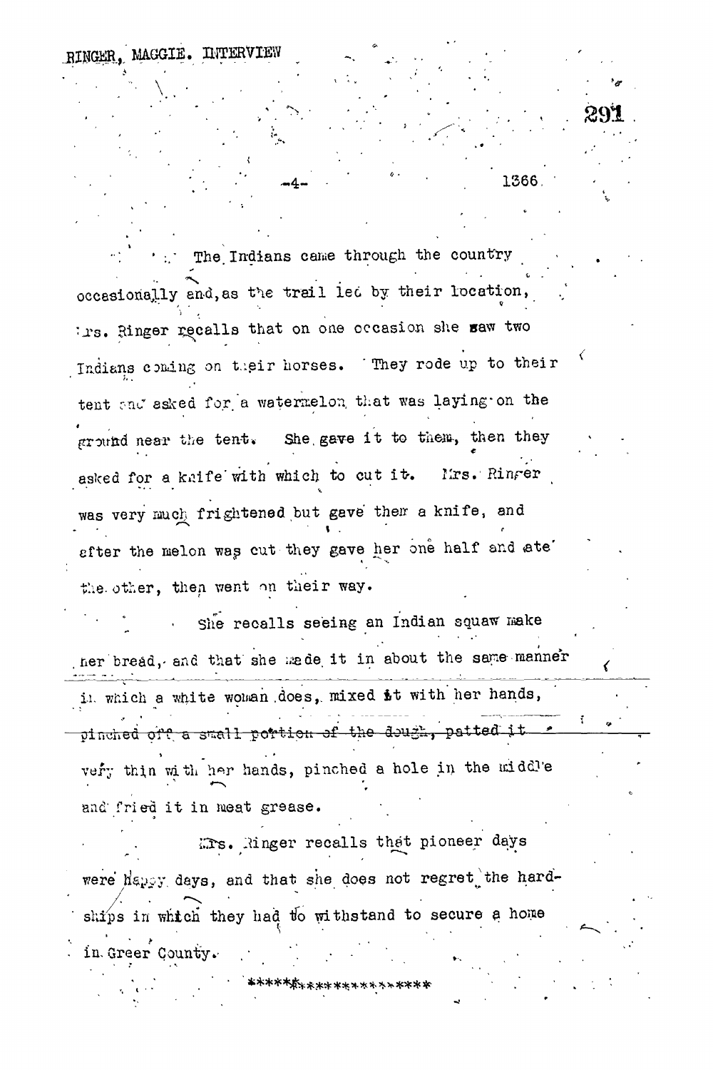The Indians came through the country occasionally and, as the trail led by their location, Mrs. Ringer recalls that on one occasion she saw two Indians coming on their horses. They rode up to their tent and asked for a watermelon that was laying on the ground near the tent. She gave it to them, then they asked for a knife with which to cut it. Mrs. Ringer was very much frightened but gave them a knife, and after the melon was cut they gave her one half and ate the other, then went on their way.

She recalls seeing an Indian squaw make her bread, and that she made it in about the same manner in which a white woman does, mixed it with her hands, pinched off a small portion of the dough, patted it very thin with her hands, pinched a hole in the middle and fried it in meat grease.

Mrs. Ringer recalls that pioneer days were happy days, and that she does not regret the hardships in which they had to withstand to secure a home in Greer County.

*******************